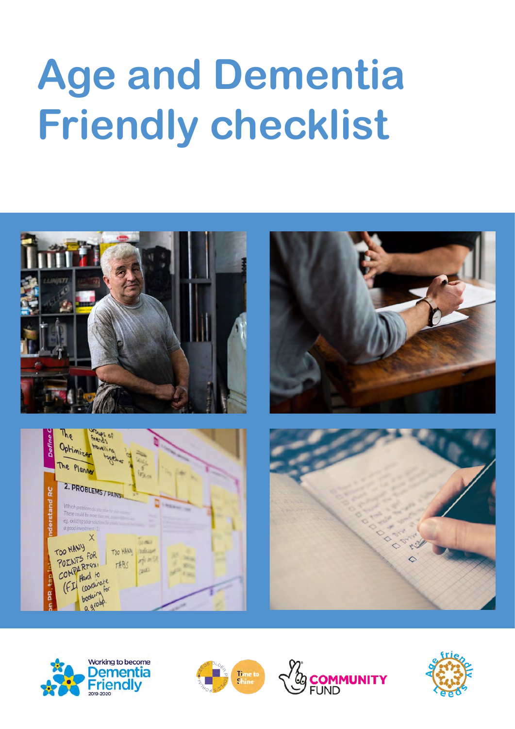# Age and Dementia Friendly checklist

Working to become Dementia Friendly 2019-2020

Time to Shine

COMMUNITY FUND

Age friendly Leeds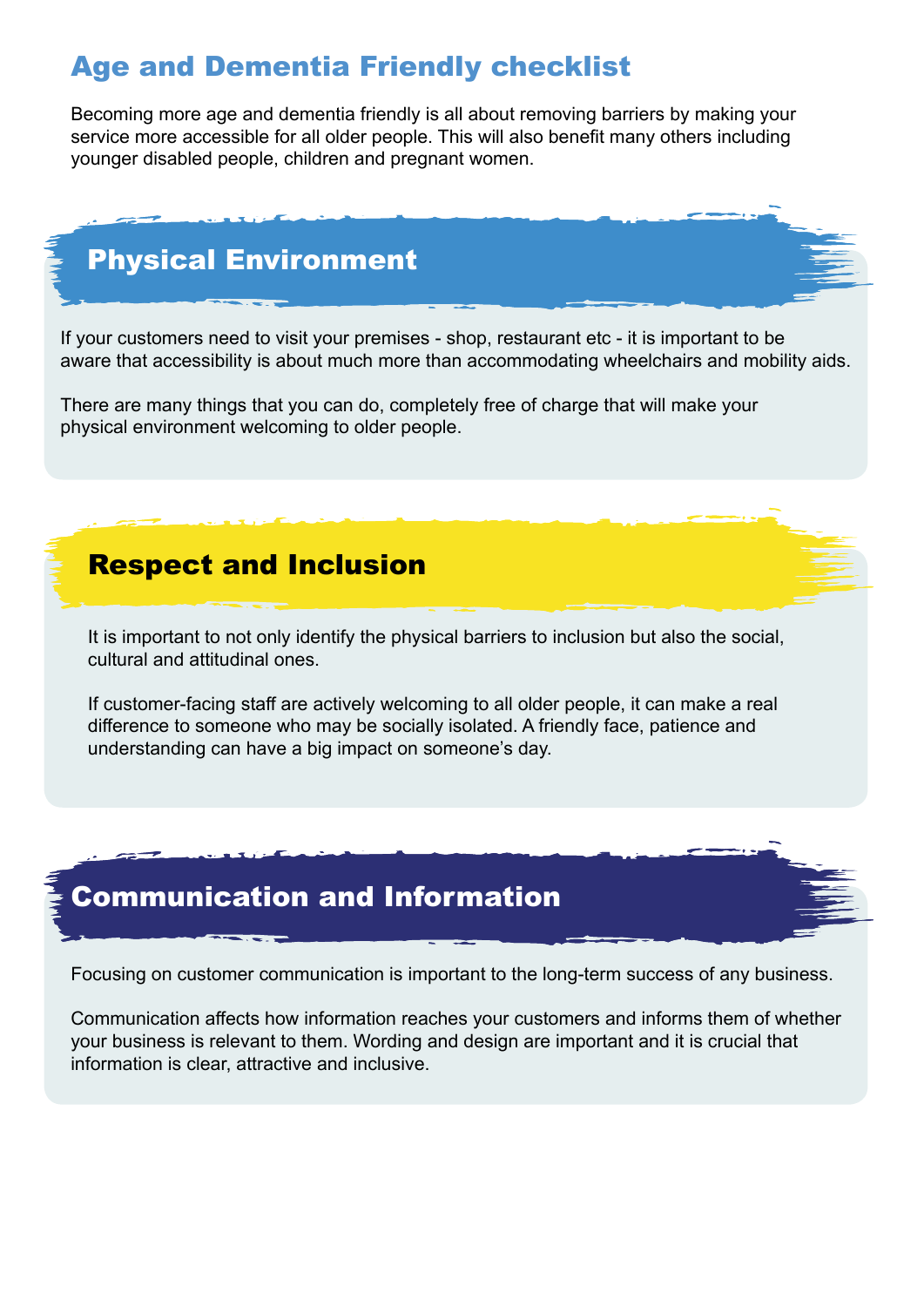# Age and Dementia Friendly checklist

Becoming more age and dementia friendly is all about removing barriers by making your service more accessible for all older people. This will also benefit many others including younger disabled people, children and pregnant women.

## Physical Environment

If your customers need to visit your premises - shop, restaurant etc - it is important to be aware that accessibility is about much more than accommodating wheelchairs and mobility aids.

There are many things that you can do, completely free of charge that will make your physical environment welcoming to older people.

## Respect and Inclusion

It is important to not only identify the physical barriers to inclusion but also the social, cultural and attitudinal ones.

If customer-facing staff are actively welcoming to all older people, it can make a real difference to someone who may be socially isolated. A friendly face, patience and understanding can have a big impact on someone's day.

## Communication and Information

Focusing on customer communication is important to the long-term success of any business.

Communication affects how information reaches your customers and informs them of whether your business is relevant to them. Wording and design are important and it is crucial that information is clear, attractive and inclusive.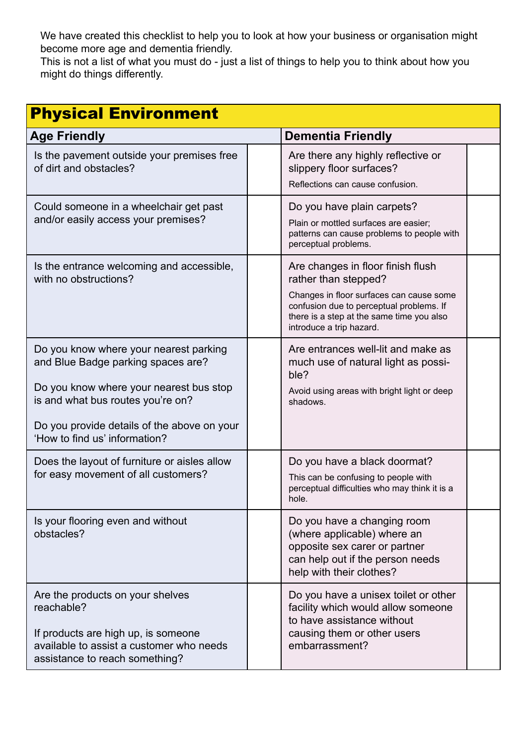We have created this checklist to help you to look at how your business or organisation might become more age and dementia friendly.
This is not a list of what you must do - just a list of things to help you to think about how you might do things differently.

## Physical Environment

| Age Friendly | | Dementia Friendly | |
|---|---|---|---|
| Is the pavement outside your premises free of dirt and obstacles? | | Are there any highly reflective or slippery floor surfaces?<br>Reflections can cause confusion. | |
| Could someone in a wheelchair get past and/or easily access your premises? | | Do you have plain carpets?<br>Plain or mottled surfaces are easier; patterns can cause problems to people with perceptual problems. | |
| Is the entrance welcoming and accessible, with no obstructions? | | Are changes in floor finish flush rather than stepped?<br>Changes in floor surfaces can cause some confusion due to perceptual problems. If there is a step at the same time you also introduce a trip hazard. | |
| Do you know where your nearest parking and Blue Badge parking spaces are?<br>Do you know where your nearest bus stop is and what bus routes you're on?<br>Do you provide details of the above on your 'How to find us' information? | | Are entrances well-lit and make as much use of natural light as possible?<br>Avoid using areas with bright light or deep shadows. | |
| Does the layout of furniture or aisles allow for easy movement of all customers? | | Do you have a black doormat?<br>This can be confusing to people with perceptual difficulties who may think it is a hole. | |
| Is your flooring even and without obstacles? | | Do you have a changing room (where applicable) where an opposite sex carer or partner can help out if the person needs help with their clothes? | |
| Are the products on your shelves reachable?<br>If products are high up, is someone available to assist a customer who needs assistance to reach something? | | Do you have a unisex toilet or other facility which would allow someone to have assistance without causing them or other users embarrassment? | |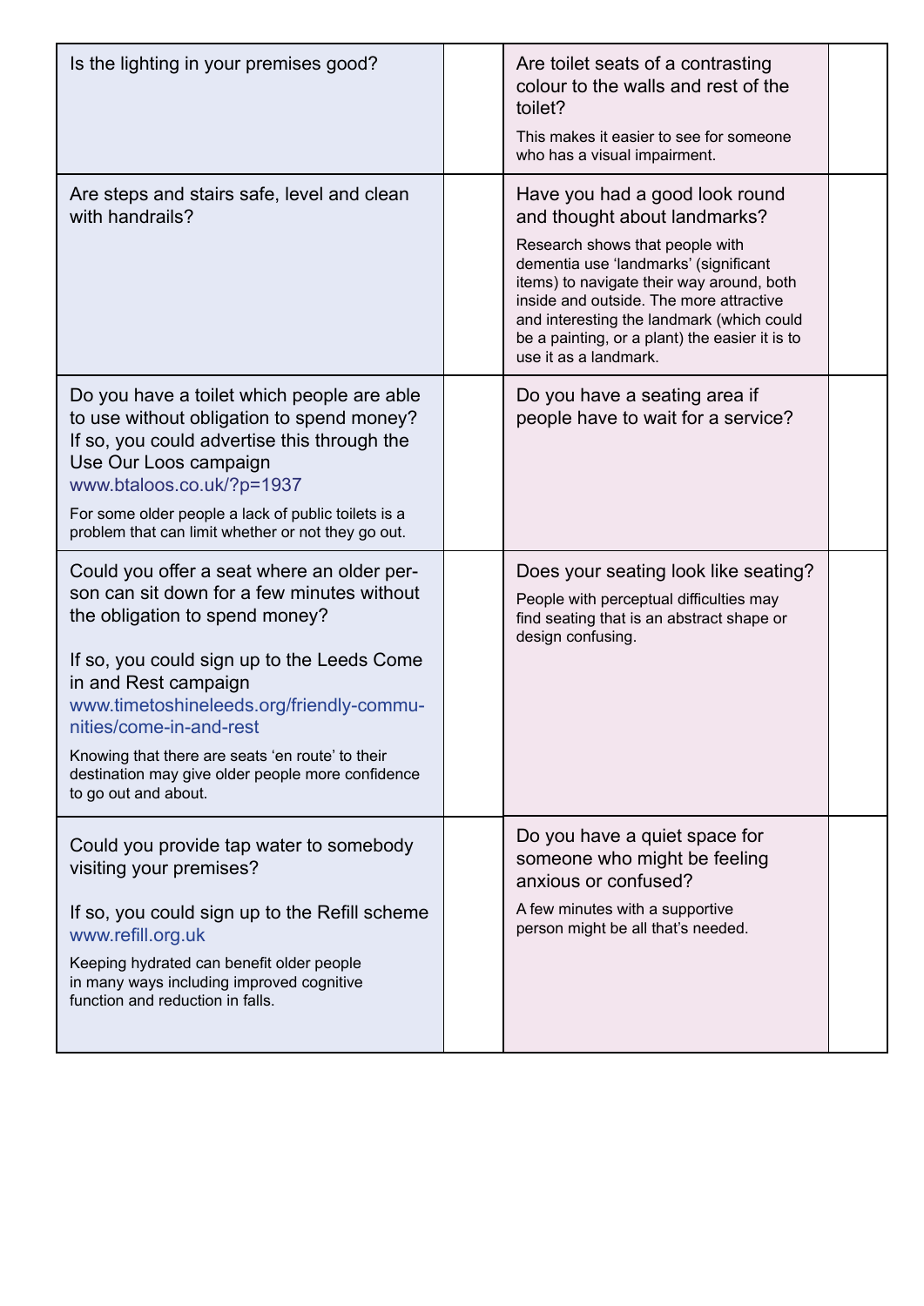| | | | |
|---|---|---|---|
| Is the lighting in your premises good? | | Are toilet seats of a contrasting colour to the walls and rest of the toilet?<br><br>This makes it easier to see for someone who has a visual impairment. | |
| Are steps and stairs safe, level and clean with handrails? | | Have you had a good look round and thought about landmarks?<br><br>Research shows that people with dementia use 'landmarks' (significant items) to navigate their way around, both inside and outside. The more attractive and interesting the landmark (which could be a painting, or a plant) the easier it is to use it as a landmark. | |
| Do you have a toilet which people are able to use without obligation to spend money? If so, you could advertise this through the Use Our Loos campaign www.btaloos.co.uk/?p=1937<br><br>For some older people a lack of public toilets is a problem that can limit whether or not they go out. | | Do you have a seating area if people have to wait for a service? | |
| Could you offer a seat where an older person can sit down for a few minutes without the obligation to spend money?<br><br>If so, you could sign up to the Leeds Come in and Rest campaign www.timetoshineleeds.org/friendly-communities/come-in-and-rest<br><br>Knowing that there are seats 'en route' to their destination may give older people more confidence to go out and about. | | Does your seating look like seating?<br><br>People with perceptual difficulties may find seating that is an abstract shape or design confusing. | |
| Could you provide tap water to somebody visiting your premises?<br><br>If so, you could sign up to the Refill scheme www.refill.org.uk<br><br>Keeping hydrated can benefit older people in many ways including improved cognitive function and reduction in falls. | | Do you have a quiet space for someone who might be feeling anxious or confused?<br><br>A few minutes with a supportive person might be all that's needed. | |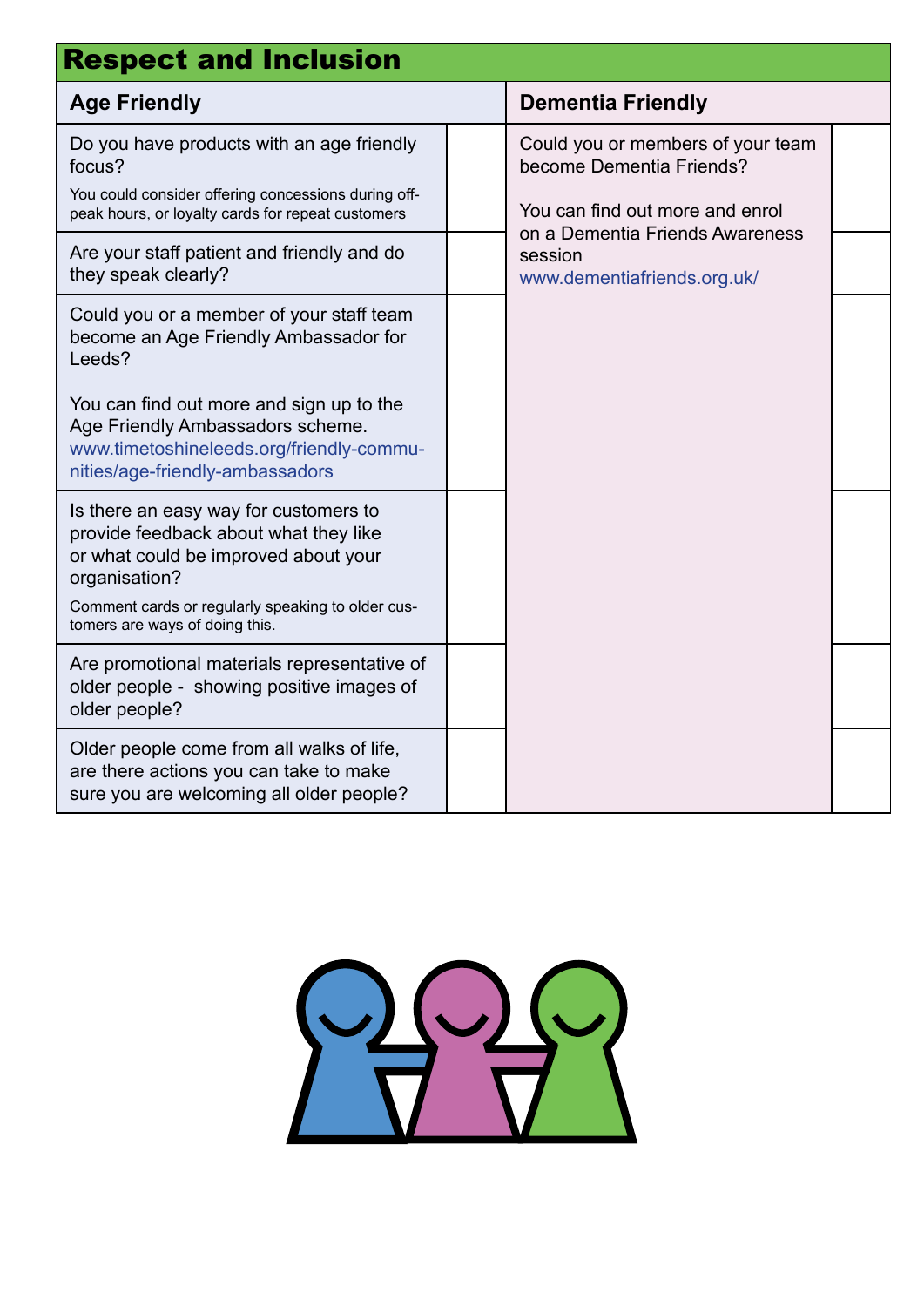## Respect and Inclusion

| Age Friendly | | Dementia Friendly | |
|---|---|---|---|
| Do you have products with an age friendly focus?<br>You could consider offering concessions during off-peak hours, or loyalty cards for repeat customers | | Could you or members of your team become Dementia Friends?<br><br>You can find out more and enrol on a Dementia Friends Awareness session<br>www.dementiafriends.org.uk/ | |
| Are your staff patient and friendly and do they speak clearly? | | | |
| Could you or a member of your staff team become an Age Friendly Ambassador for Leeds?<br><br>You can find out more and sign up to the Age Friendly Ambassadors scheme.<br>www.timetoshineleeds.org/friendly-communities/age-friendly-ambassadors | | | |
| Is there an easy way for customers to provide feedback about what they like or what could be improved about your organisation?<br>Comment cards or regularly speaking to older customers are ways of doing this. | | | |
| Are promotional materials representative of older people - showing positive images of older people? | | | |
| Older people come from all walks of life, are there actions you can take to make sure you are welcoming all older people? | | | |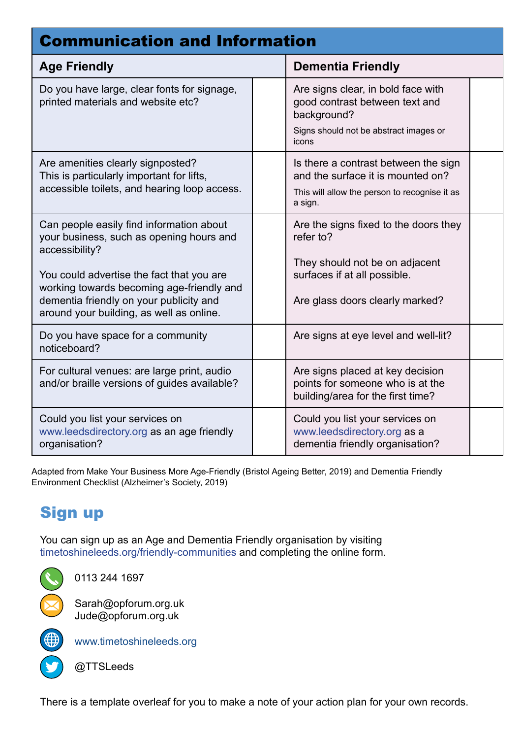## Communication and Information

| Age Friendly | | Dementia Friendly | |
|---|---|---|---|
| Do you have large, clear fonts for signage, printed materials and website etc? | | Are signs clear, in bold face with good contrast between text and background?<br><br>Signs should not be abstract images or icons | |
| Are amenities clearly signposted?<br>This is particularly important for lifts, accessible toilets, and hearing loop access. | | Is there a contrast between the sign and the surface it is mounted on?<br><br>This will allow the person to recognise it as a sign. | |
| Can people easily find information about your business, such as opening hours and accessibility?<br><br>You could advertise the fact that you are working towards becoming age-friendly and dementia friendly on your publicity and around your building, as well as online. | | Are the signs fixed to the doors they refer to?<br><br>They should not be on adjacent surfaces if at all possible.<br><br>Are glass doors clearly marked? | |
| Do you have space for a community noticeboard? | | Are signs at eye level and well-lit? | |
| For cultural venues: are large print, audio and/or braille versions of guides available? | | Are signs placed at key decision points for someone who is at the building/area for the first time? | |
| Could you list your services on www.leedsdirectory.org as an age friendly organisation? | | Could you list your services on www.leedsdirectory.org as a dementia friendly organisation? | |

Adapted from Make Your Business More Age-Friendly (Bristol Ageing Better, 2019) and Dementia Friendly Environment Checklist (Alzheimer's Society, 2019)

## Sign up

You can sign up as an Age and Dementia Friendly organisation by visiting timetoshineleeds.org/friendly-communities and completing the online form.

0113 244 1697

Sarah@opforum.org.uk
Jude@opforum.org.uk

www.timetoshineleeds.org

@TTSLeeds

There is a template overleaf for you to make a note of your action plan for your own records.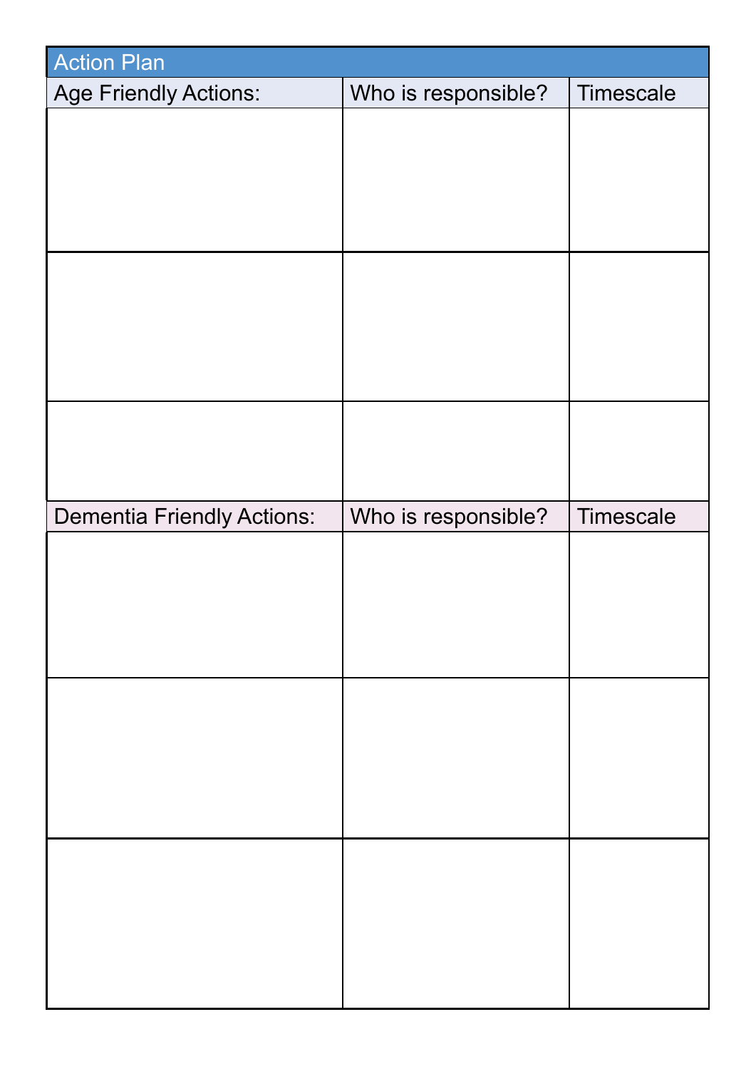## Action Plan

| Age Friendly Actions: | Who is responsible? | Timescale |
|---|---|---|
| | | |
| | | |
| | | |

| Dementia Friendly Actions: | Who is responsible? | Timescale |
|---|---|---|
| | | |
| | | |
| | | |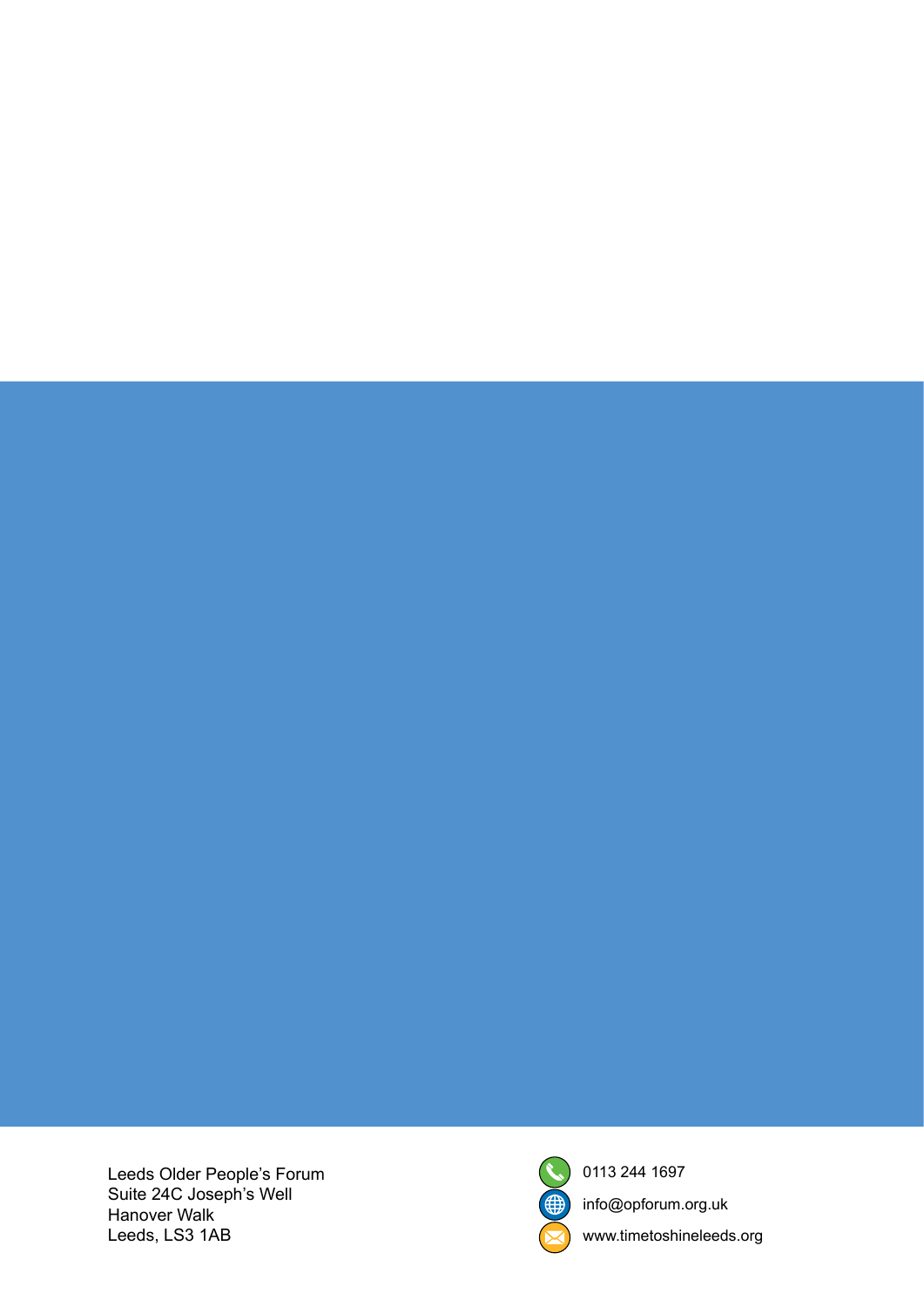Leeds Older People's Forum
Suite 24C Joseph's Well
Hanover Walk
Leeds, LS3 1AB

0113 244 1697

info@opforum.org.uk

www.timetoshineleeds.org